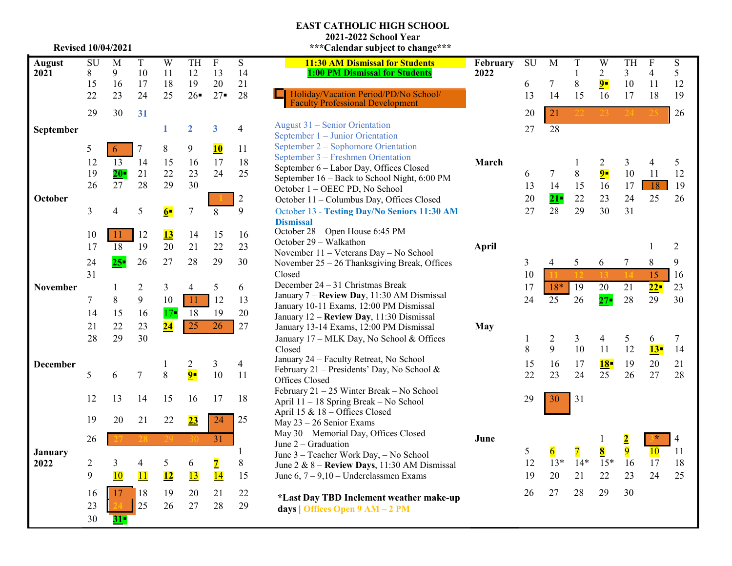# EAST CATHOLIC HIGH SCHOOL
## 2021-2022 School Year
***Calendar subject to change***

Revised 10/04/2021

| Month | SU | M | T | W | TH | F | S |
|---|---|---|---|---|---|---|---|
| **August 2021** | 8 | 9 | 10 | 11 | 12 | 13 | 14 |
| | 15 | 16 | 17 | 18 | 19 | 20 | 21 |
| | 22 | 23 | 24 | 25 | 26▪ | 27▪ | 28 |
| | 29 | 30 | 31 | | | | |
| **September** | | | | 1 | 2 | 3 | 4 |
| | 5 | 6 | 7 | 8 | 9 | 10 | 11 |
| | 12 | 13 | 14 | 15 | 16 | 17 | 18 |
| | 19 | 20▪ | 21 | 22 | 23 | 24 | 25 |
| | 26 | 27 | 28 | 29 | 30 | | |
| **October** | | | | | | 1 | 2 |
| | 3 | 4 | 5 | 6▪ | 7 | 8 | 9 |
| | 10 | 11 | 12 | 13 | 14 | 15 | 16 |
| | 17 | 18 | 19 | 20 | 21 | 22 | 23 |
| | 24 | 25▪ | 26 | 27 | 28 | 29 | 30 |
| | 31 | | | | | | |
| **November** | | 1 | 2 | 3 | 4 | 5 | 6 |
| | 7 | 8 | 9 | 10 | 11 | 12 | 13 |
| | 14 | 15 | 16 | 17▪ | 18 | 19 | 20 |
| | 21 | 22 | 23 | 24 | 25 | 26 | 27 |
| | 28 | 29 | 30 | | | | |
| **December** | | | | 1 | 2 | 3 | 4 |
| | 5 | 6 | 7 | 8 | 9▪ | 10 | 11 |
| | 12 | 13 | 14 | 15 | 16 | 17 | 18 |
| | 19 | 20 | 21 | 22 | 23 | 24 | 25 |
| | 26 | 27 | 28 | 29 | 30 | 31 | |
| **January 2022** | | | | | | | 1 |
| | 2 | 3 | 4 | 5 | 6 | 7 | 8 |
| | 9 | 10 | 11 | 12 | 13 | 14 | 15 |
| | 16 | 17 | 18 | 19 | 20 | 21 | 22 |
| | 23 | 24 | 25 | 26 | 27 | 28 | 29 |
| | 30 | 31▪ | | | | | |

11:30 AM Dismissal for Students

1:00 PM Dismissal for Students

Holiday/Vacation Period/PD/No School/ Faculty Professional Development

August 31 – Senior Orientation
September 1 – Junior Orientation
September 2 – Sophomore Orientation
September 3 – Freshmen Orientation
September 6 – Labor Day, Offices Closed
September 16 – Back to School Night, 6:00 PM
October 1 – OEEC PD, No School
October 11 – Columbus Day, Offices Closed
October 13 - **Testing Day/No Seniors 11:30 AM Dismissal**
October 28 – Open House 6:45 PM
October 29 – Walkathon
November 11 – Veterans Day – No School
November 25 – 26 Thanksgiving Break, Offices Closed
December 24 – 31 Christmas Break
January 7 – **Review Day**, 11:30 AM Dismissal
January 10-11 Exams, 12:00 PM Dismissal
January 12 – **Review Day**, 11:30 Dismissal
January 13-14 Exams, 12:00 PM Dismissal
January 17 – MLK Day, No School & Offices Closed
January 24 – Faculty Retreat, No School
February 21 – Presidents' Day, No School & Offices Closed
February 21 – 25 Winter Break – No School
April 11 – 18 Spring Break – No School
April 15 & 18 – Offices Closed
May 23 – 26 Senior Exams
May 30 – Memorial Day, Offices Closed
June 2 – Graduation
June 3 – Teacher Work Day, – No School
June 2 & 8 – **Review Days**, 11:30 AM Dismissal
June 6, 7 – 9,10 – Underclassmen Exams

***Last Day TBD Inclement weather make-up days** | Offices Open 9 AM – 2 PM

| Month | SU | M | T | W | TH | F | S |
|---|---|---|---|---|---|---|---|
| **February 2022** | | | 1 | 2 | 3 | 4 | 5 |
| | 6 | 7 | 8 | 9▪ | 10 | 11 | 12 |
| | 13 | 14 | 15 | 16 | 17 | 18 | 19 |
| | 20 | 21 | 22 | 23 | 24 | 25 | 26 |
| | 27 | 28 | | | | | |
| **March** | | | 1 | 2 | 3 | 4 | 5 |
| | 6 | 7 | 8 | 9▪ | 10 | 11 | 12 |
| | 13 | 14 | 15 | 16 | 17 | 18 | 19 |
| | 20 | 21▪ | 22 | 23 | 24 | 25 | 26 |
| | 27 | 28 | 29 | 30 | 31 | | |
| **April** | | | | | | 1 | 2 |
| | 3 | 4 | 5 | 6 | 7 | 8 | 9 |
| | 10 | 11 | 12 | 13 | 14 | 15 | 16 |
| | 17 | 18* | 19 | 20 | 21 | 22▪ | 23 |
| | 24 | 25 | 26 | 27▪ | 28 | 29 | 30 |
| **May** | 1 | 2 | 3 | 4 | 5 | 6 | 7 |
| | 8 | 9 | 10 | 11 | 12 | 13▪ | 14 |
| | 15 | 16 | 17 | 18▪ | 19 | 20 | 21 |
| | 22 | 23 | 24 | 25 | 26 | 27 | 28 |
| | 29 | 30 | 31 | | | | |
| **June** | | | | 1 | 2 | 3* | 4 |
| | 5 | 6 | 7 | 8 | 9 | 10 | 11 |
| | 12 | 13* | 14* | 15* | 16 | 17 | 18 |
| | 19 | 20 | 21 | 22 | 23 | 24 | 25 |
| | 26 | 27 | 28 | 29 | 30 | | |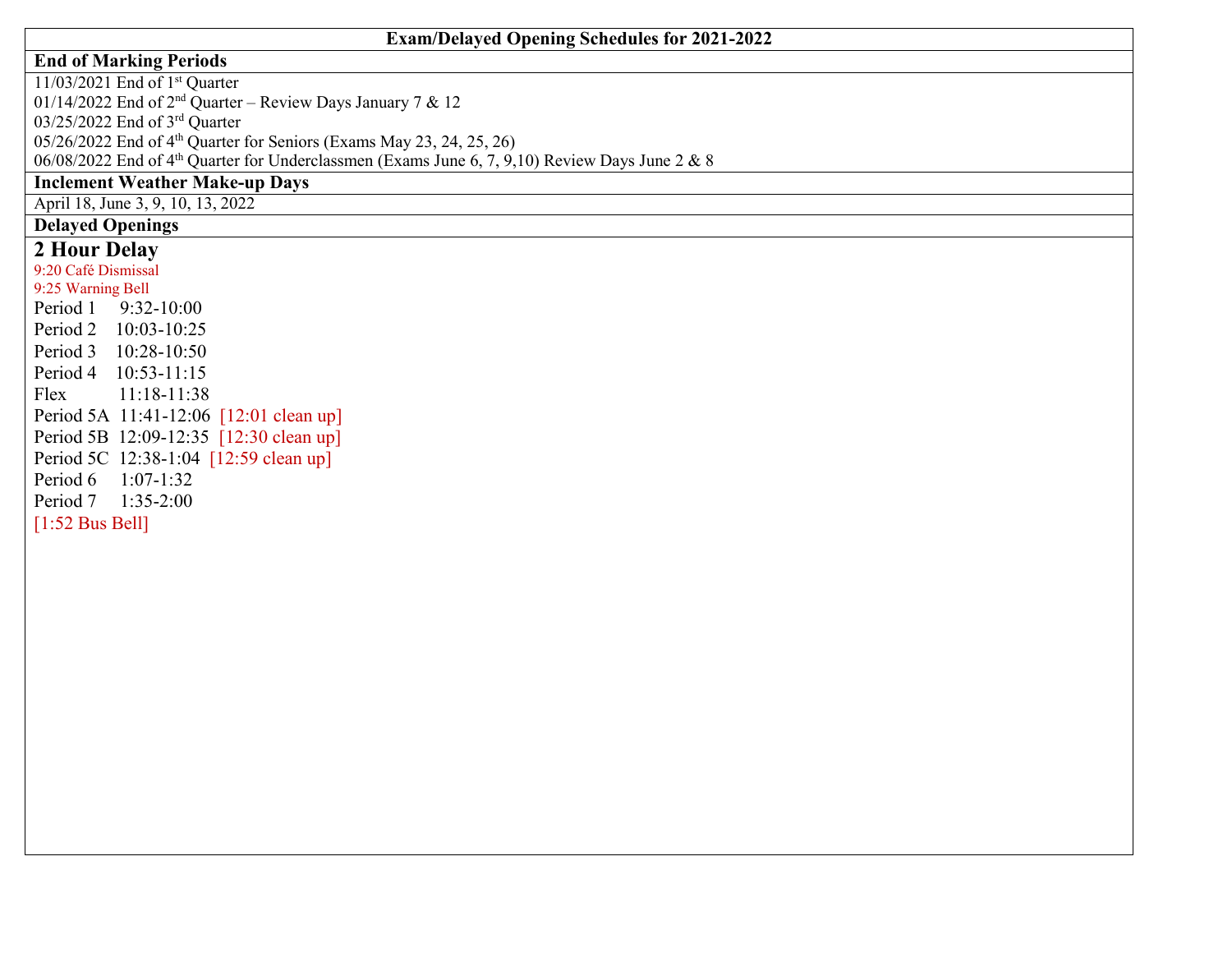## Exam/Delayed Opening Schedules for 2021-2022

### End of Marking Periods

11/03/2021 End of 1st Quarter
01/14/2022 End of 2nd Quarter – Review Days January 7 & 12
03/25/2022 End of 3rd Quarter
05/26/2022 End of 4th Quarter for Seniors (Exams May 23, 24, 25, 26)
06/08/2022 End of 4th Quarter for Underclassmen (Exams June 6, 7, 9,10) Review Days June 2 & 8

### Inclement Weather Make-up Days

April 18, June 3, 9, 10, 13, 2022

### Delayed Openings

## 2 Hour Delay

9:20 Café Dismissal
9:25 Warning Bell

Period 1 9:32-10:00
Period 2 10:03-10:25
Period 3 10:28-10:50
Period 4 10:53-11:15
Flex 11:18-11:38
Period 5A 11:41-12:06 [12:01 clean up]
Period 5B 12:09-12:35 [12:30 clean up]
Period 5C 12:38-1:04 [12:59 clean up]
Period 6 1:07-1:32
Period 7 1:35-2:00
[1:52 Bus Bell]